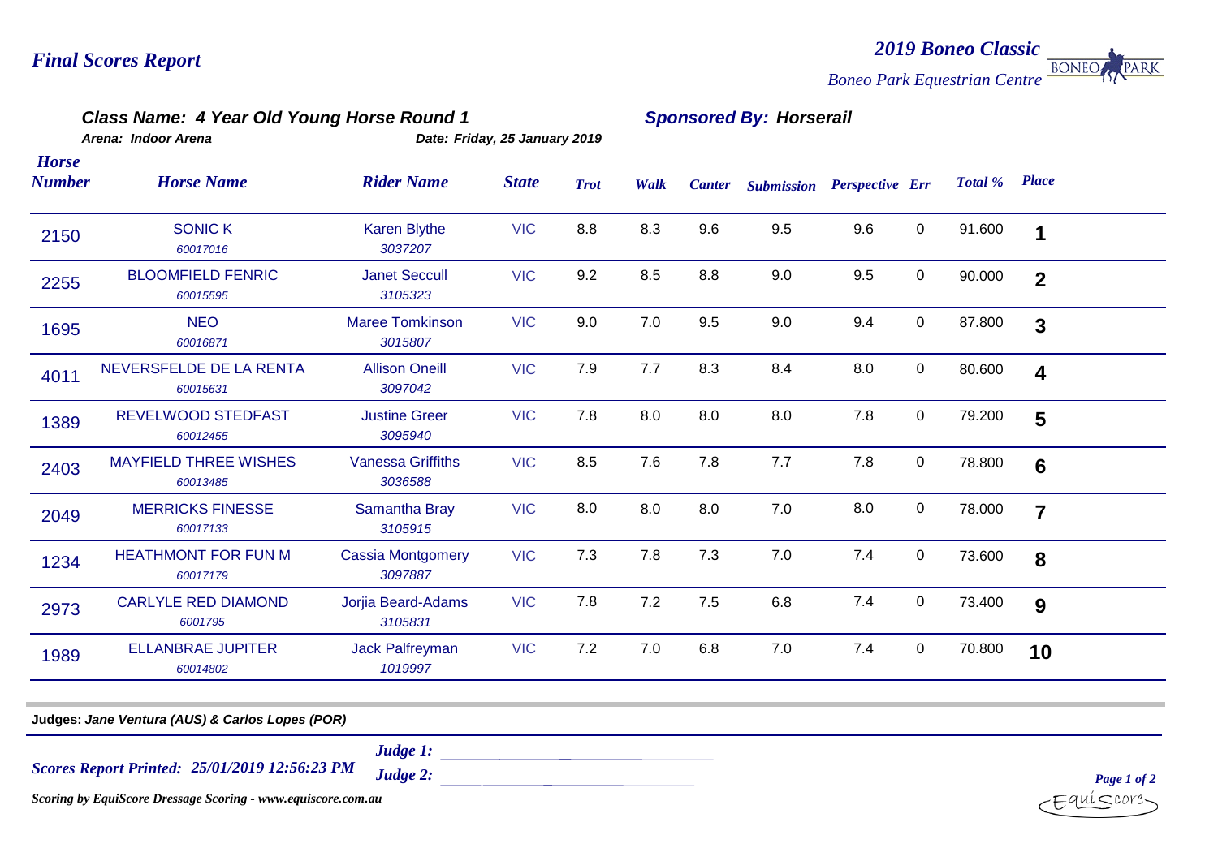# Final Scores Report

## 2019 Boneo Classic

*Boneo Park Equestrian Centre*

### Class Name: 4 Year Old Young Horse Round 1

**Sponsored By: Horserail**

*Arena: Indoor Arena*

*Date: Friday, 25 January 2019*

| Horse Number | Horse Name | Rider Name | State | Trot | Walk | Canter | Submission | Perspective | Err | Total % | Place |
|---|---|---|---|---|---|---|---|---|---|---|---|
| 2150 | SONIC K *60017016* | Karen Blythe *3037207* | VIC | 8.8 | 8.3 | 9.6 | 9.5 | 9.6 | 0 | 91.600 | **1** |
| 2255 | BLOOMFIELD FENRIC *60015595* | Janet Seccull *3105323* | VIC | 9.2 | 8.5 | 8.8 | 9.0 | 9.5 | 0 | 90.000 | **2** |
| 1695 | NEO *60016871* | Maree Tomkinson *3015807* | VIC | 9.0 | 7.0 | 9.5 | 9.0 | 9.4 | 0 | 87.800 | **3** |
| 4011 | NEVERSFELDE DE LA RENTA *60015631* | Allison Oneill *3097042* | VIC | 7.9 | 7.7 | 8.3 | 8.4 | 8.0 | 0 | 80.600 | **4** |
| 1389 | REVELWOOD STEDFAST *60012455* | Justine Greer *3095940* | VIC | 7.8 | 8.0 | 8.0 | 8.0 | 7.8 | 0 | 79.200 | **5** |
| 2403 | MAYFIELD THREE WISHES *60013485* | Vanessa Griffiths *3036588* | VIC | 8.5 | 7.6 | 7.8 | 7.7 | 7.8 | 0 | 78.800 | **6** |
| 2049 | MERRICKS FINESSE *60017133* | Samantha Bray *3105915* | VIC | 8.0 | 8.0 | 8.0 | 7.0 | 8.0 | 0 | 78.000 | **7** |
| 1234 | HEATHMONT FOR FUN M *60017179* | Cassia Montgomery *3097887* | VIC | 7.3 | 7.8 | 7.3 | 7.0 | 7.4 | 0 | 73.600 | **8** |
| 2973 | CARLYLE RED DIAMOND *6001795* | Jorjia Beard-Adams *3105831* | VIC | 7.8 | 7.2 | 7.5 | 6.8 | 7.4 | 0 | 73.400 | **9** |
| 1989 | ELLANBRAE JUPITER *60014802* | Jack Palfreyman *1019997* | VIC | 7.2 | 7.0 | 6.8 | 7.0 | 7.4 | 0 | 70.800 | **10** |

**Judges:** *Jane Ventura (AUS) & Carlos Lopes (POR)*

*Scores Report Printed: 25/01/2019 12:56:23 PM*

*Judge 1:*

*Judge 2:*

*Scoring by EquiScore Dressage Scoring - www.equiscore.com.au*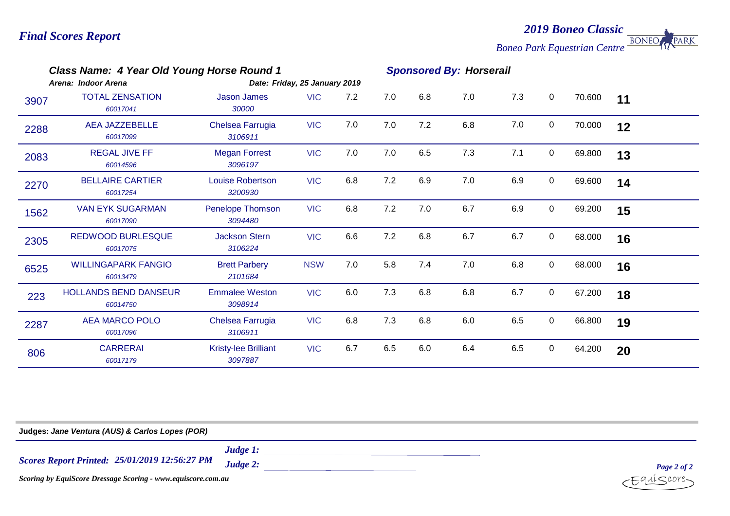*Final Scores Report*

*2019 Boneo Classic*

*Boneo Park Equestrian Centre*

### *Class Name: 4 Year Old Young Horse Round 1*

***Sponsored By: Horserail***

*Arena: Indoor Arena* | *Date: Friday, 25 January 2019*

| No. | Horse | Rider | State | | | | | | | Score | Place |
|---|---|---|---|---|---|---|---|---|---|---|---|
| 3907 | TOTAL ZENSATION *60017041* | Jason James *30000* | VIC | 7.2 | 7.0 | 6.8 | 7.0 | 7.3 | 0 | 70.600 | **11** |
| 2288 | AEA JAZZEBELLE *60017099* | Chelsea Farrugia *3106911* | VIC | 7.0 | 7.0 | 7.2 | 6.8 | 7.0 | 0 | 70.000 | **12** |
| 2083 | REGAL JIVE FF *60014596* | Megan Forrest *3096197* | VIC | 7.0 | 7.0 | 6.5 | 7.3 | 7.1 | 0 | 69.800 | **13** |
| 2270 | BELLAIRE CARTIER *60017254* | Louise Robertson *3200930* | VIC | 6.8 | 7.2 | 6.9 | 7.0 | 6.9 | 0 | 69.600 | **14** |
| 1562 | VAN EYK SUGARMAN *60017090* | Penelope Thomson *3094480* | VIC | 6.8 | 7.2 | 7.0 | 6.7 | 6.9 | 0 | 69.200 | **15** |
| 2305 | REDWOOD BURLESQUE *60017075* | Jackson Stern *3106224* | VIC | 6.6 | 7.2 | 6.8 | 6.7 | 6.7 | 0 | 68.000 | **16** |
| 6525 | WILLINGAPARK FANGIO *60013479* | Brett Parbery *2101684* | NSW | 7.0 | 5.8 | 7.4 | 7.0 | 6.8 | 0 | 68.000 | **16** |
| 223 | HOLLANDS BEND DANSEUR *60014750* | Emmalee Weston *3098914* | VIC | 6.0 | 7.3 | 6.8 | 6.8 | 6.7 | 0 | 67.200 | **18** |
| 2287 | AEA MARCO POLO *60017096* | Chelsea Farrugia *3106911* | VIC | 6.8 | 7.3 | 6.8 | 6.0 | 6.5 | 0 | 66.800 | **19** |
| 806 | CARRERAI *60017179* | Kristy-lee Brilliant *3097887* | VIC | 6.7 | 6.5 | 6.0 | 6.4 | 6.5 | 0 | 64.200 | **20** |

**Judges:** ***Jane Ventura (AUS) & Carlos Lopes (POR)***

***Scores Report Printed: 25/01/2019 12:56:27 PM***

***Judge 1:***

***Judge 2:***

***Scoring by EquiScore Dressage Scoring - www.equiscore.com.au***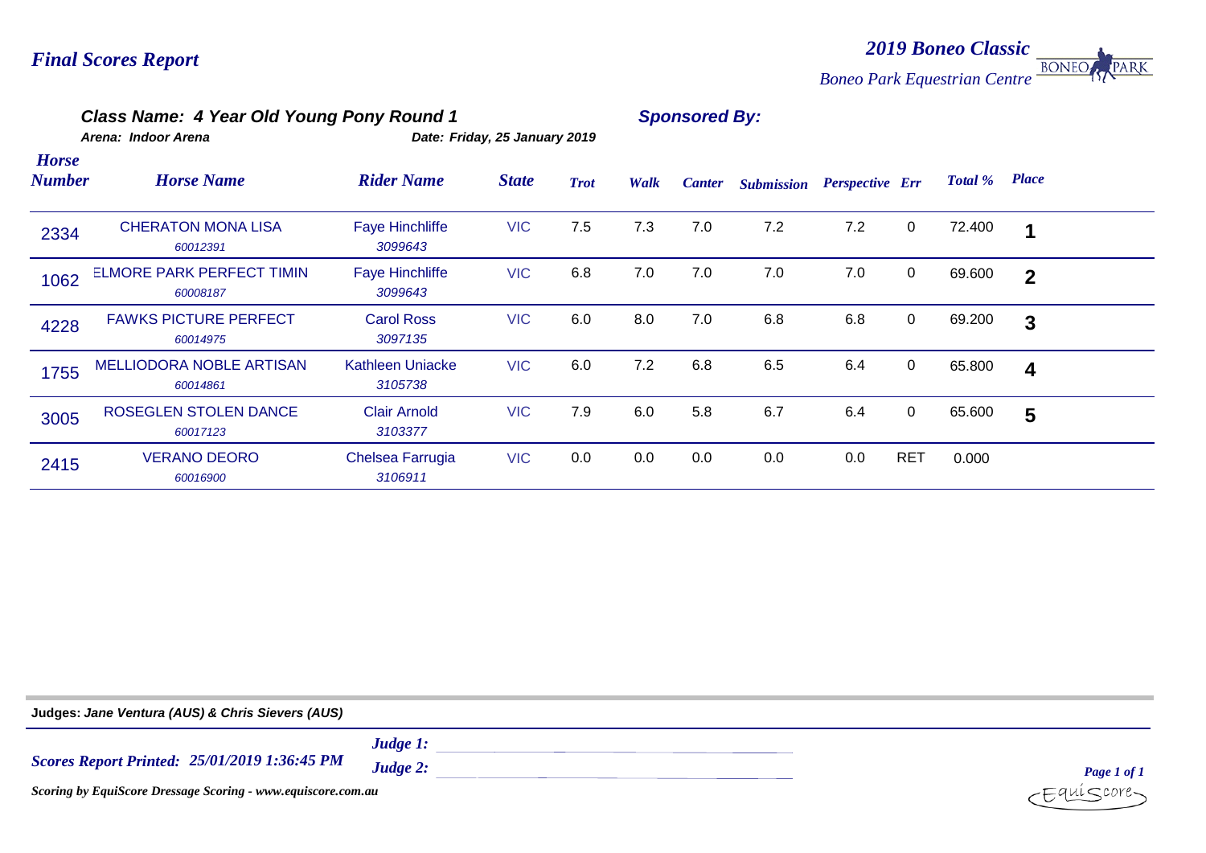# Final Scores Report

## 2019 Boneo Classic

*Boneo Park Equestrian Centre*

### Class Name: 4 Year Old Young Pony Round 1

**Sponsored By:**

*Arena: Indoor Arena*

*Date: Friday, 25 January 2019*

| Horse Number | Horse Name | Rider Name | State | Trot | Walk | Canter | Submission | Perspective | Err | Total % | Place |
|---|---|---|---|---|---|---|---|---|---|---|---|
| 2334 | CHERATON MONA LISA<br>60012391 | Faye Hinchliffe<br>3099643 | VIC | 7.5 | 7.3 | 7.0 | 7.2 | 7.2 | 0 | 72.400 | 1 |
| 1062 | ELMORE PARK PERFECT TIMIN<br>60008187 | Faye Hinchliffe<br>3099643 | VIC | 6.8 | 7.0 | 7.0 | 7.0 | 7.0 | 0 | 69.600 | 2 |
| 4228 | FAWKS PICTURE PERFECT<br>60014975 | Carol Ross<br>3097135 | VIC | 6.0 | 8.0 | 7.0 | 6.8 | 6.8 | 0 | 69.200 | 3 |
| 1755 | MELLIODORA NOBLE ARTISAN<br>60014861 | Kathleen Uniacke<br>3105738 | VIC | 6.0 | 7.2 | 6.8 | 6.5 | 6.4 | 0 | 65.800 | 4 |
| 3005 | ROSEGLEN STOLEN DANCE<br>60017123 | Clair Arnold<br>3103377 | VIC | 7.9 | 6.0 | 5.8 | 6.7 | 6.4 | 0 | 65.600 | 5 |
| 2415 | VERANO DEORO<br>60016900 | Chelsea Farrugia<br>3106911 | VIC | 0.0 | 0.0 | 0.0 | 0.0 | 0.0 | RET | 0.000 | |

**Judges:** *Jane Ventura (AUS) & Chris Sievers (AUS)*

*Scores Report Printed: 25/01/2019 1:36:45 PM*

*Judge 1:*

*Judge 2:*

*Scoring by EquiScore Dressage Scoring - www.equiscore.com.au*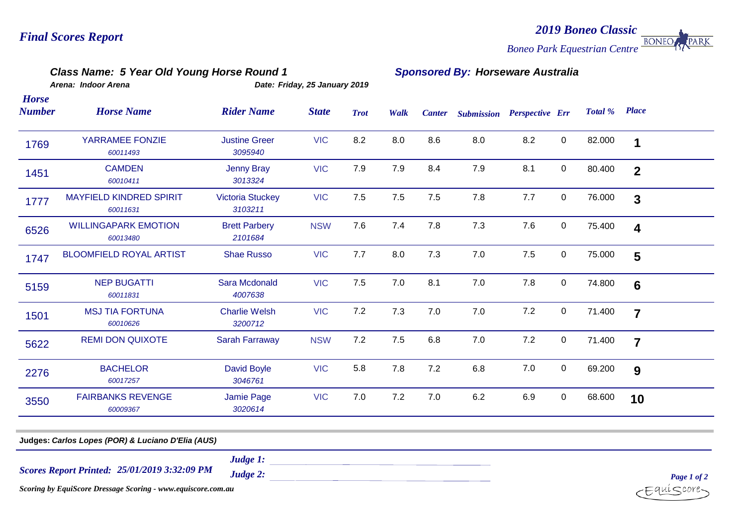## *Final Scores Report*

## *2019 Boneo Classic*

*Boneo Park Equestrian Centre*

### *Class Name: 5 Year Old Young Horse Round 1*

### *Sponsored By: Horseware Australia*

*Arena: Indoor Arena*

*Date: Friday, 25 January 2019*

| *Horse Number* | *Horse Name* | *Rider Name* | *State* | *Trot* | *Walk* | *Canter* | *Submission* | *Perspective* | *Err* | *Total %* | *Place* |
|---|---|---|---|---|---|---|---|---|---|---|---|
| 1769 | YARRAMEE FONZIE *60011493* | Justine Greer *3095940* | VIC | 8.2 | 8.0 | 8.6 | 8.0 | 8.2 | 0 | 82.000 | **1** |
| 1451 | CAMDEN *60010411* | Jenny Bray *3013324* | VIC | 7.9 | 7.9 | 8.4 | 7.9 | 8.1 | 0 | 80.400 | **2** |
| 1777 | MAYFIELD KINDRED SPIRIT *60011631* | Victoria Stuckey *3103211* | VIC | 7.5 | 7.5 | 7.5 | 7.8 | 7.7 | 0 | 76.000 | **3** |
| 6526 | WILLINGAPARK EMOTION *60013480* | Brett Parbery *2101684* | NSW | 7.6 | 7.4 | 7.8 | 7.3 | 7.6 | 0 | 75.400 | **4** |
| 1747 | BLOOMFIELD ROYAL ARTIST | Shae Russo | VIC | 7.7 | 8.0 | 7.3 | 7.0 | 7.5 | 0 | 75.000 | **5** |
| 5159 | NEP BUGATTI *60011831* | Sara Mcdonald *4007638* | VIC | 7.5 | 7.0 | 8.1 | 7.0 | 7.8 | 0 | 74.800 | **6** |
| 1501 | MSJ TIA FORTUNA *60010626* | Charlie Welsh *3200712* | VIC | 7.2 | 7.3 | 7.0 | 7.0 | 7.2 | 0 | 71.400 | **7** |
| 5622 | REMI DON QUIXOTE | Sarah Farraway | NSW | 7.2 | 7.5 | 6.8 | 7.0 | 7.2 | 0 | 71.400 | **7** |
| 2276 | BACHELOR *60017257* | David Boyle *3046761* | VIC | 5.8 | 7.8 | 7.2 | 6.8 | 7.0 | 0 | 69.200 | **9** |
| 3550 | FAIRBANKS REVENGE *60009367* | Jamie Page *3020614* | VIC | 7.0 | 7.2 | 7.0 | 6.2 | 6.9 | 0 | 68.600 | **10** |

**Judges:** ***Carlos Lopes (POR) & Luciano D'Elia (AUS)***

***Scores Report Printed: 25/01/2019 3:32:09 PM***

***Judge 1:***

***Judge 2:***

***Scoring by EquiScore Dressage Scoring - www.equiscore.com.au***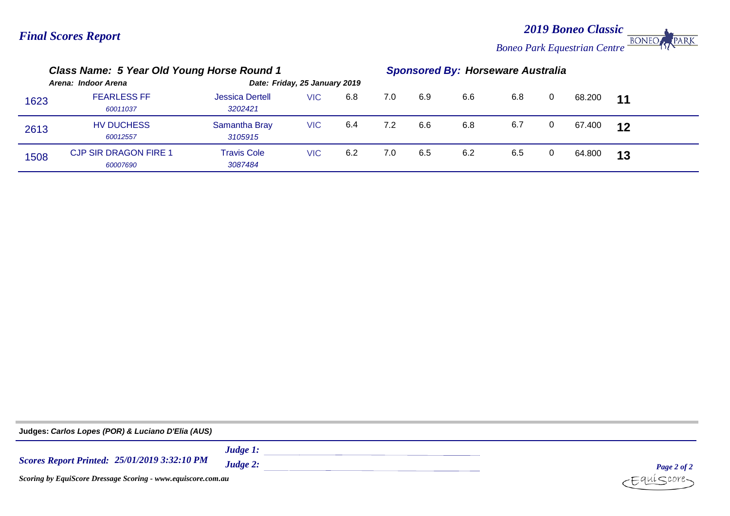## Final Scores Report

**2019 Boneo Classic**
*Boneo Park Equestrian Centre*

### Class Name: 5 Year Old Young Horse Round 1

**Sponsored By: Horseware Australia**

*Arena: Indoor Arena* — *Date: Friday, 25 January 2019*

| | | | | | | | | | | | |
|---|---|---|---|---|---|---|---|---|---|---|---|
| 1623 | FEARLESS FF *60011037* | Jessica Dertell *3202421* | VIC | 6.8 | 7.0 | 6.9 | 6.6 | 6.8 | 0 | 68.200 | **11** |
| 2613 | HV DUCHESS *60012557* | Samantha Bray *3105915* | VIC | 6.4 | 7.2 | 6.6 | 6.8 | 6.7 | 0 | 67.400 | **12** |
| 1508 | CJP SIR DRAGON FIRE 1 *60007690* | Travis Cole *3087484* | VIC | 6.2 | 7.0 | 6.5 | 6.2 | 6.5 | 0 | 64.800 | **13** |

**Judges:** *Carlos Lopes (POR) & Luciano D'Elia (AUS)*

*Scores Report Printed: 25/01/2019 3:32:10 PM*

*Judge 1:*
*Judge 2:*

*Scoring by EquiScore Dressage Scoring - www.equiscore.com.au*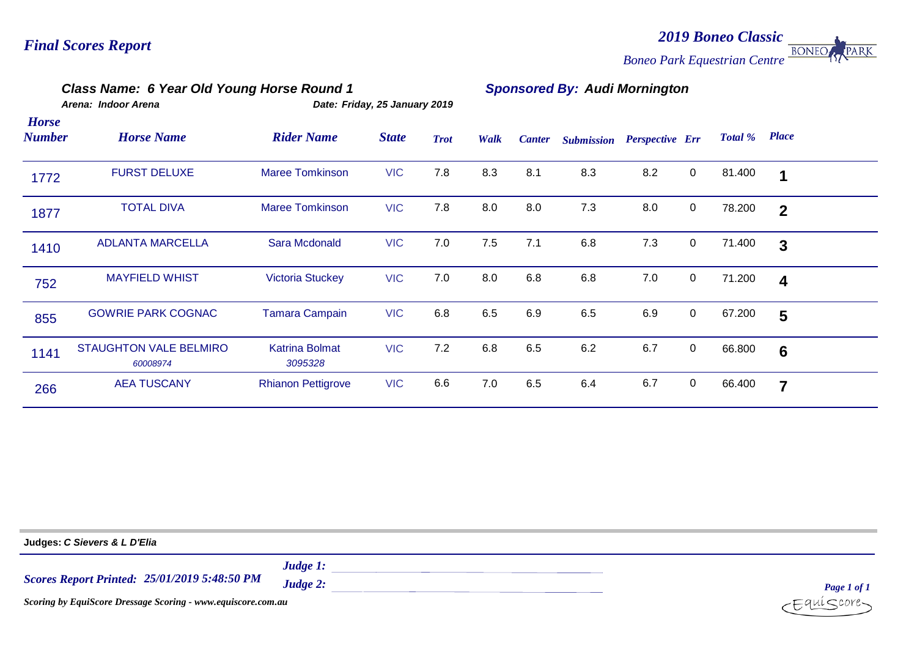## Final Scores Report

**2019 Boneo Classic**
*Boneo Park Equestrian Centre*

### Class Name: 6 Year Old Young Horse Round 1

**Sponsored By: Audi Mornington**

*Arena: Indoor Arena* | *Date: Friday, 25 January 2019*

| Horse Number | Horse Name | Rider Name | State | Trot | Walk | Canter | Submission | Perspective | Err | Total % | Place |
|---|---|---|---|---|---|---|---|---|---|---|---|
| 1772 | FURST DELUXE | Maree Tomkinson | VIC | 7.8 | 8.3 | 8.1 | 8.3 | 8.2 | 0 | 81.400 | 1 |
| 1877 | TOTAL DIVA | Maree Tomkinson | VIC | 7.8 | 8.0 | 8.0 | 7.3 | 8.0 | 0 | 78.200 | 2 |
| 1410 | ADLANTA MARCELLA | Sara Mcdonald | VIC | 7.0 | 7.5 | 7.1 | 6.8 | 7.3 | 0 | 71.400 | 3 |
| 752 | MAYFIELD WHIST | Victoria Stuckey | VIC | 7.0 | 8.0 | 6.8 | 6.8 | 7.0 | 0 | 71.200 | 4 |
| 855 | GOWRIE PARK COGNAC | Tamara Campain | VIC | 6.8 | 6.5 | 6.9 | 6.5 | 6.9 | 0 | 67.200 | 5 |
| 1141 | STAUGHTON VALE BELMIRO *60008974* | Katrina Bolmat *3095328* | VIC | 7.2 | 6.8 | 6.5 | 6.2 | 6.7 | 0 | 66.800 | 6 |
| 266 | AEA TUSCANY | Rhianon Pettigrove | VIC | 6.6 | 7.0 | 6.5 | 6.4 | 6.7 | 0 | 66.400 | 7 |

**Judges:** *C Sievers & L D'Elia*

*Scores Report Printed: 25/01/2019 5:48:50 PM*

*Judge 1:* \_\_\_\_\_\_\_\_\_\_\_\_\_\_\_\_\_\_\_\_

*Judge 2:* \_\_\_\_\_\_\_\_\_\_\_\_\_\_\_\_\_\_\_\_

*Scoring by EquiScore Dressage Scoring - www.equiscore.com.au*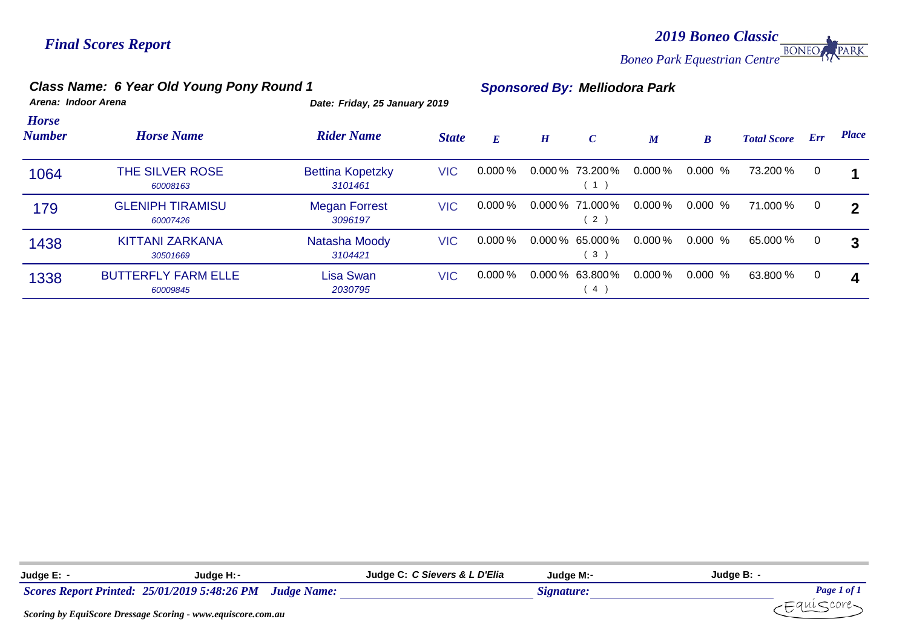## Final Scores Report

**2019 Boneo Classic**
*Boneo Park Equestrian Centre*

### Class Name: 6 Year Old Young Pony Round 1

**Sponsored By: Melliodora Park**

**Arena: Indoor Arena** | **Date: Friday, 25 January 2019**

| Horse Number | Horse Name | Rider Name | State | E | H | C | M | B | Total Score | Err | Place |
|---|---|---|---|---|---|---|---|---|---|---|---|
| 1064 | THE SILVER ROSE 60008163 | Bettina Kopetzky 3101461 | VIC | 0.000 % | 0.000 % | 73.200% ( 1 ) | 0.000 % | 0.000 % | 73.200 % | 0 | 1 |
| 179 | GLENIPH TIRAMISU 60007426 | Megan Forrest 3096197 | VIC | 0.000 % | 0.000 % | 71.000% ( 2 ) | 0.000 % | 0.000 % | 71.000 % | 0 | 2 |
| 1438 | KITTANI ZARKANA 30501669 | Natasha Moody 3104421 | VIC | 0.000 % | 0.000 % | 65.000% ( 3 ) | 0.000 % | 0.000 % | 65.000 % | 0 | 3 |
| 1338 | BUTTERFLY FARM ELLE 60009845 | Lisa Swan 2030795 | VIC | 0.000 % | 0.000 % | 63.800% ( 4 ) | 0.000 % | 0.000 % | 63.800 % | 0 | 4 |

**Judge E:** - **Judge H:** - **Judge C:** *C Sievers & L D'Elia* **Judge M:** - **Judge B:** -

*Scores Report Printed: 25/01/2019 5:48:26 PM* *Judge Name:* *Signature:*

*Scoring by EquiScore Dressage Scoring - www.equiscore.com.au*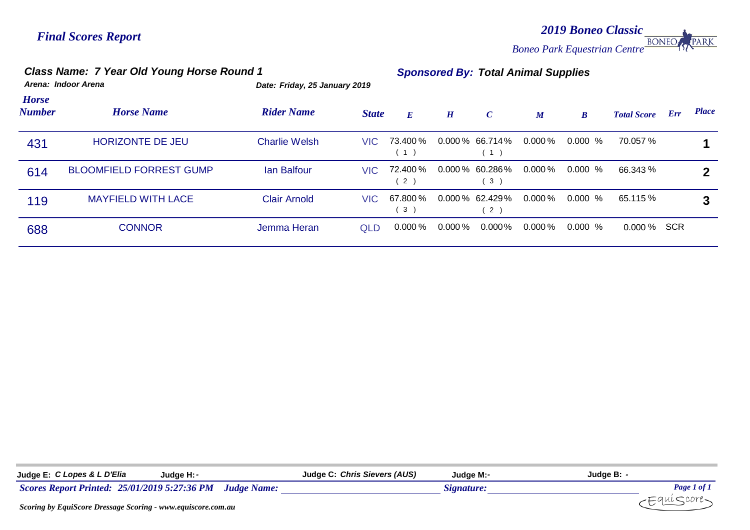*Final Scores Report*

***2019 Boneo Classic***

*Boneo Park Equestrian Centre*

***Class Name: 7 Year Old Young Horse Round 1***

***Sponsored By: Total Animal Supplies***

*Arena: Indoor Arena*

*Date: Friday, 25 January 2019*

| Horse Number | Horse Name | Rider Name | State | E | H | C | M | B | Total Score | Err | Place |
|---|---|---|---|---|---|---|---|---|---|---|---|
| 431 | HORIZONTE DE JEU | Charlie Welsh | VIC | 73.400 % ( 1 ) | 0.000 % | 66.714% ( 1 ) | 0.000 % | 0.000 % | 70.057 % | | 1 |
| 614 | BLOOMFIELD FORREST GUMP | Ian Balfour | VIC | 72.400 % ( 2 ) | 0.000 % | 60.286% ( 3 ) | 0.000 % | 0.000 % | 66.343 % | | 2 |
| 119 | MAYFIELD WITH LACE | Clair Arnold | VIC | 67.800 % ( 3 ) | 0.000 % | 62.429% ( 2 ) | 0.000 % | 0.000 % | 65.115 % | | 3 |
| 688 | CONNOR | Jemma Heran | QLD | 0.000 % | 0.000 % | 0.000% | 0.000 % | 0.000 % | 0.000 % | SCR | |

**Judge E:** *C Lopes & L D'Elia* **Judge H:** - **Judge C:** *Chris Sievers (AUS)* **Judge M:** - **Judge B:** -

***Scores Report Printed: 25/01/2019 5:27:36 PM*** ***Judge Name:*** ______ ***Signature:*** ______

*Scoring by EquiScore Dressage Scoring - www.equiscore.com.au*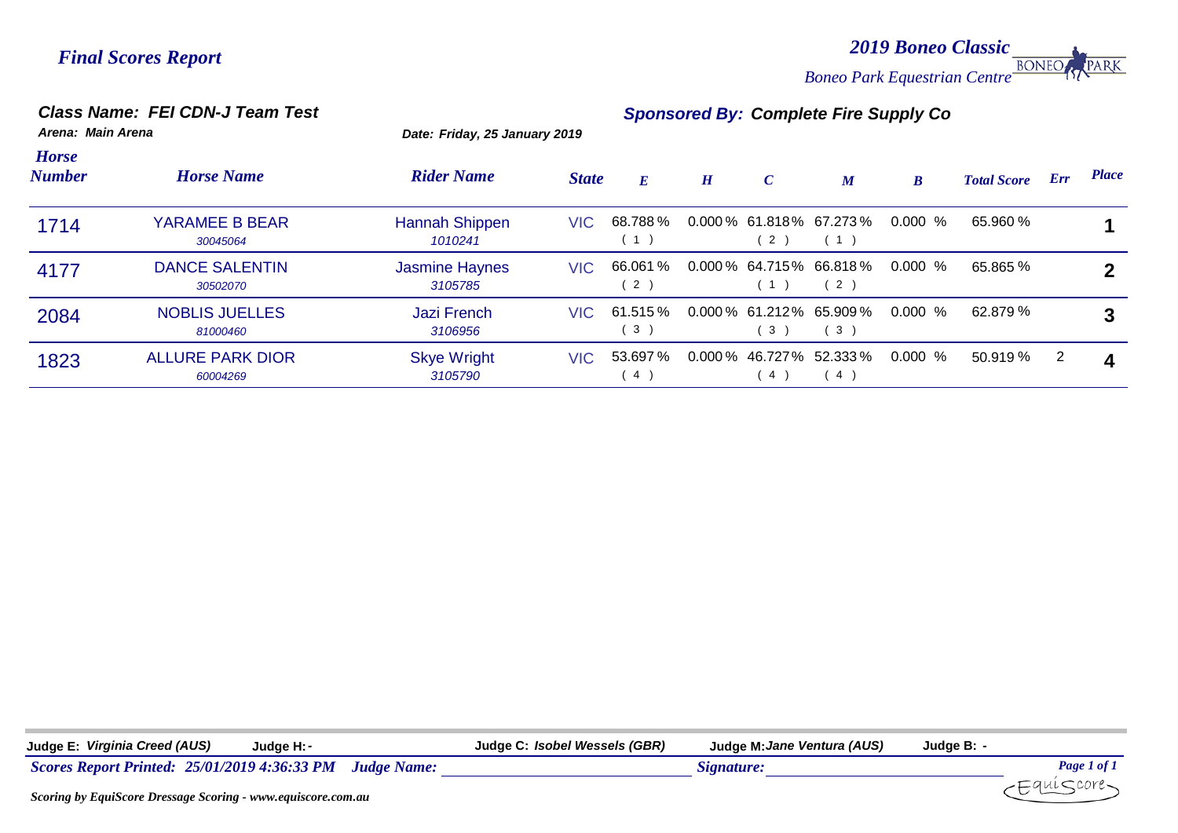*Final Scores Report*

***2019 Boneo Classic***
*Boneo Park Equestrian Centre*

**Class Name: FEI CDN-J Team Test**
**Sponsored By: Complete Fire Supply Co**

*Arena: Main Arena*
*Date: Friday, 25 January 2019*

| Horse Number | Horse Name | Rider Name | State | E | H | C | M | B | Total Score | Err | Place |
|---|---|---|---|---|---|---|---|---|---|---|---|
| 1714 | YARAMEE B BEAR<br>30045064 | Hannah Shippen<br>1010241 | VIC | 68.788 %<br>( 1 ) | 0.000 % | 61.818%<br>( 2 ) | 67.273%<br>( 1 ) | 0.000 % | 65.960 % | | 1 |
| 4177 | DANCE SALENTIN<br>30502070 | Jasmine Haynes<br>3105785 | VIC | 66.061 %<br>( 2 ) | 0.000 % | 64.715%<br>( 1 ) | 66.818%<br>( 2 ) | 0.000 % | 65.865 % | | 2 |
| 2084 | NOBLIS JUELLES<br>81000460 | Jazi French<br>3106956 | VIC | 61.515 %<br>( 3 ) | 0.000 % | 61.212%<br>( 3 ) | 65.909%<br>( 3 ) | 0.000 % | 62.879 % | | 3 |
| 1823 | ALLURE PARK DIOR<br>60004269 | Skye Wright<br>3105790 | VIC | 53.697 %<br>( 4 ) | 0.000 % | 46.727%<br>( 4 ) | 52.333%<br>( 4 ) | 0.000 % | 50.919 % | 2 | 4 |

**Judge E:** *Virginia Creed (AUS)* **Judge H:** - **Judge C:** *Isobel Wessels (GBR)* **Judge M:** *Jane Ventura (AUS)* **Judge B:** -

***Scores Report Printed: 25/01/2019 4:36:33 PM Judge Name:*** ______________ ***Signature:*** ______________

***Scoring by EquiScore Dressage Scoring - www.equiscore.com.au***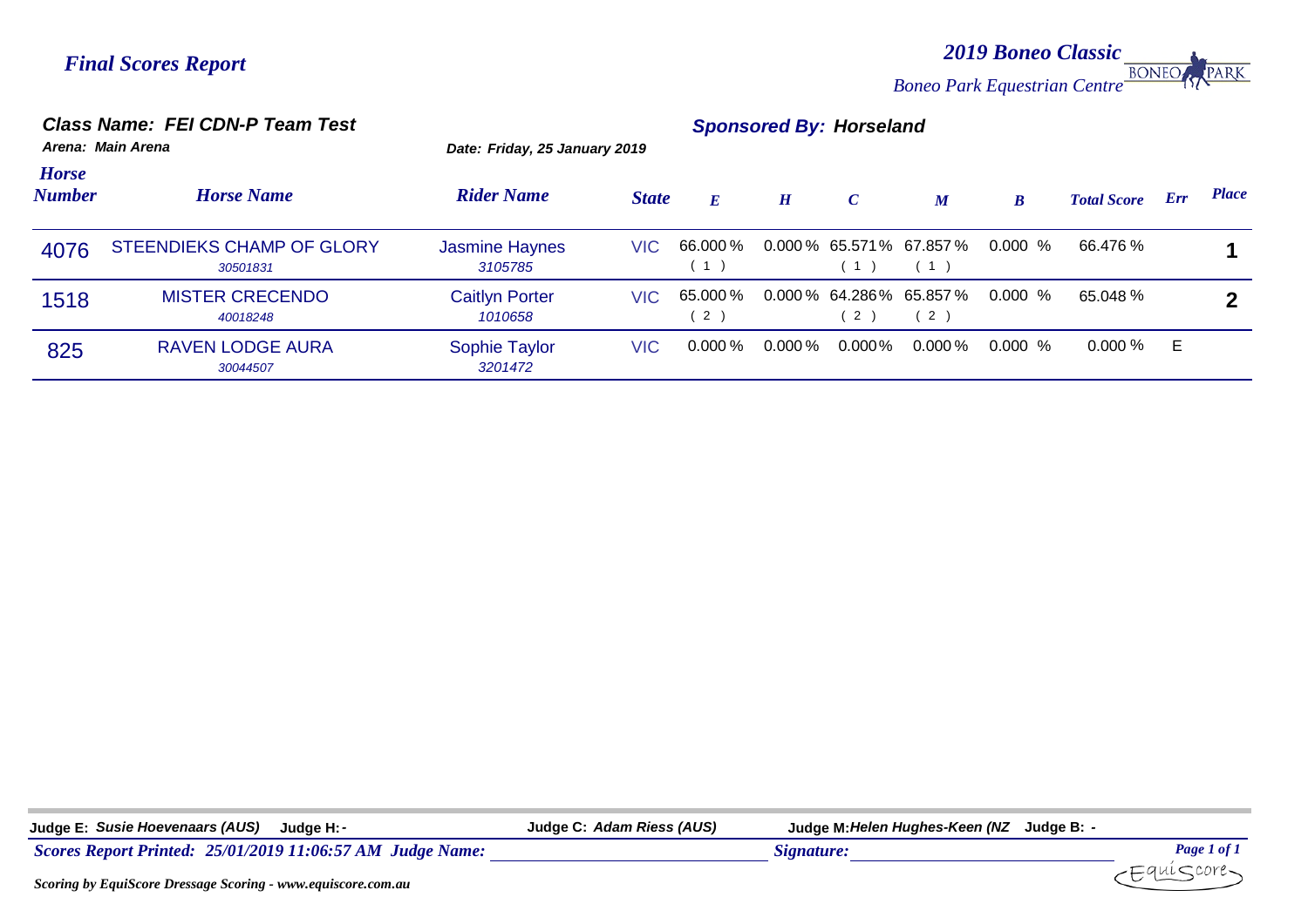*Final Scores Report*

*2019 Boneo Classic*

*Boneo Park Equestrian Centre*

## Class Name: FEI CDN-P Team Test

**Sponsored By: Horseland**

*Arena: Main Arena*

*Date: Friday, 25 January 2019*

| Horse Number | Horse Name | Rider Name | State | E | H | C | M | B | Total Score | Err | Place |
|---|---|---|---|---|---|---|---|---|---|---|---|
| 4076 | STEENDIEKS CHAMP OF GLORY<br>30501831 | Jasmine Haynes<br>3105785 | VIC | 66.000 %<br>( 1 ) | 0.000 % | 65.571%<br>( 1 ) | 67.857 %<br>( 1 ) | 0.000 % | 66.476 % | | 1 |
| 1518 | MISTER CRECENDO<br>40018248 | Caitlyn Porter<br>1010658 | VIC | 65.000 %<br>( 2 ) | 0.000 % | 64.286%<br>( 2 ) | 65.857 %<br>( 2 ) | 0.000 % | 65.048 % | | 2 |
| 825 | RAVEN LODGE AURA<br>30044507 | Sophie Taylor<br>3201472 | VIC | 0.000 % | 0.000 % | 0.000% | 0.000 % | 0.000 % | 0.000 % | E | |

**Judge E:** *Susie Hoevenaars (AUS)* **Judge H:** - **Judge C:** *Adam Riess (AUS)* **Judge M:** *Helen Hughes-Keen (NZ* **Judge B:** -

*Scores Report Printed: 25/01/2019 11:06:57 AM Judge Name:* \_\_\_\_\_\_\_\_\_\_\_\_ *Signature:* \_\_\_\_\_\_\_\_\_\_\_\_

*Scoring by EquiScore Dressage Scoring - www.equiscore.com.au*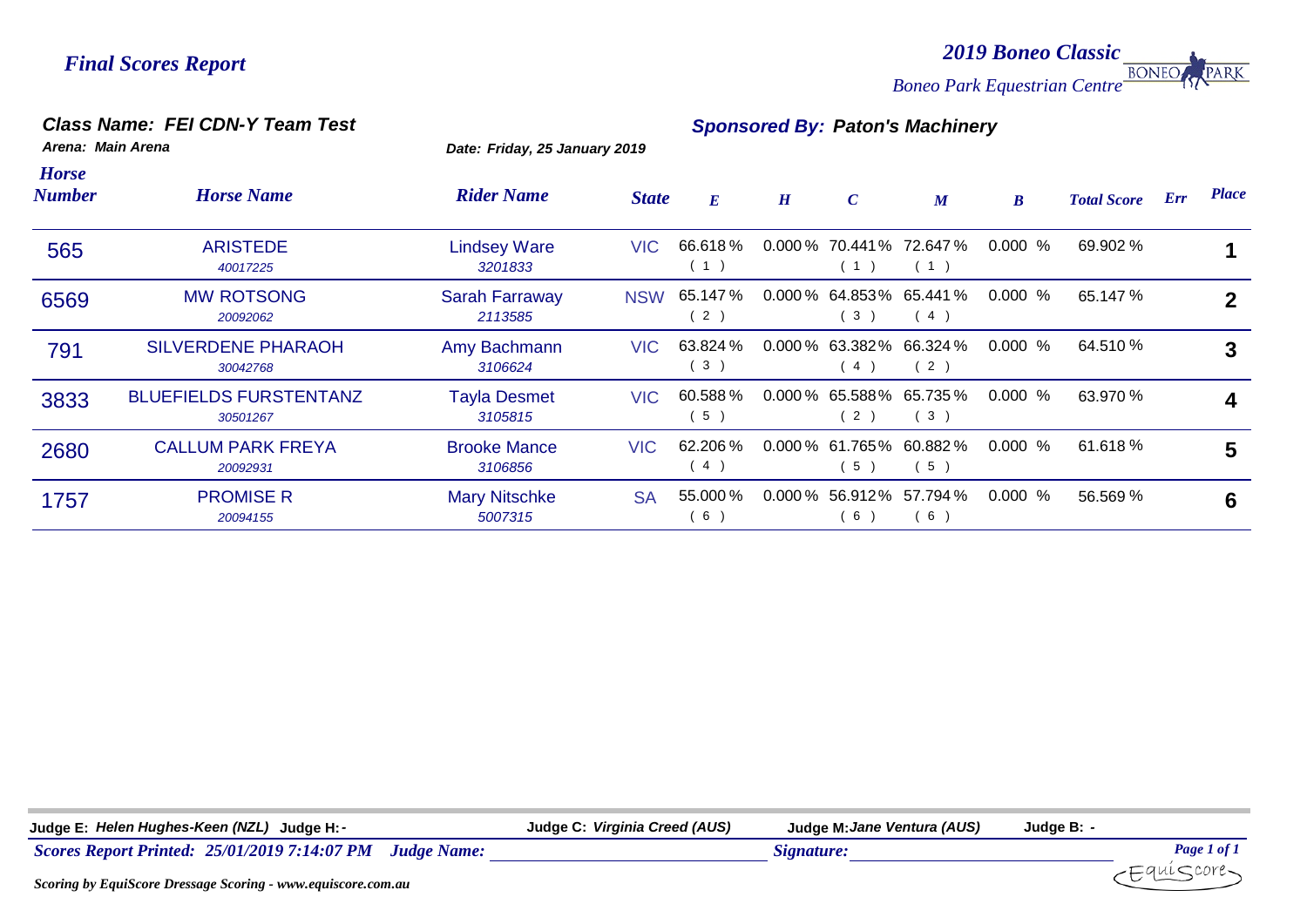*Final Scores Report*

*2019 Boneo Classic*

*Boneo Park Equestrian Centre*

### *Class Name: FEI CDN-Y Team Test*

***Sponsored By: Paton's Machinery***

*Arena: Main Arena*

*Date: Friday, 25 January 2019*

| Horse Number | Horse Name | Rider Name | State | E | H | C | M | B | Total Score | Err | Place |
|---|---|---|---|---|---|---|---|---|---|---|---|
| 565 | ARISTEDE 40017225 | Lindsey Ware 3201833 | VIC | 66.618 % (1) | 0.000 % | 70.441% (1) | 72.647 % (1) | 0.000 % | 69.902 % | | 1 |
| 6569 | MW ROTSONG 20092062 | Sarah Farraway 2113585 | NSW | 65.147 % (2) | 0.000 % | 64.853% (3) | 65.441 % (4) | 0.000 % | 65.147 % | | 2 |
| 791 | SILVERDENE PHARAOH 30042768 | Amy Bachmann 3106624 | VIC | 63.824 % (3) | 0.000 % | 63.382% (4) | 66.324 % (2) | 0.000 % | 64.510 % | | 3 |
| 3833 | BLUEFIELDS FURSTENTANZ 30501267 | Tayla Desmet 3105815 | VIC | 60.588 % (5) | 0.000 % | 65.588% (2) | 65.735 % (3) | 0.000 % | 63.970 % | | 4 |
| 2680 | CALLUM PARK FREYA 20092931 | Brooke Mance 3106856 | VIC | 62.206 % (4) | 0.000 % | 61.765% (5) | 60.882 % (5) | 0.000 % | 61.618 % | | 5 |
| 1757 | PROMISE R 20094155 | Mary Nitschke 5007315 | SA | 55.000 % (6) | 0.000 % | 56.912% (6) | 57.794 % (6) | 0.000 % | 56.569 % | | 6 |

**Judge E:** *Helen Hughes-Keen (NZL)* **Judge H:** - **Judge C:** *Virginia Creed (AUS)* **Judge M:** *Jane Ventura (AUS)* **Judge B:** -

*Scores Report Printed: 25/01/2019 7:14:07 PM* *Judge Name:* ____________ *Signature:* ____________

*Scoring by EquiScore Dressage Scoring - www.equiscore.com.au*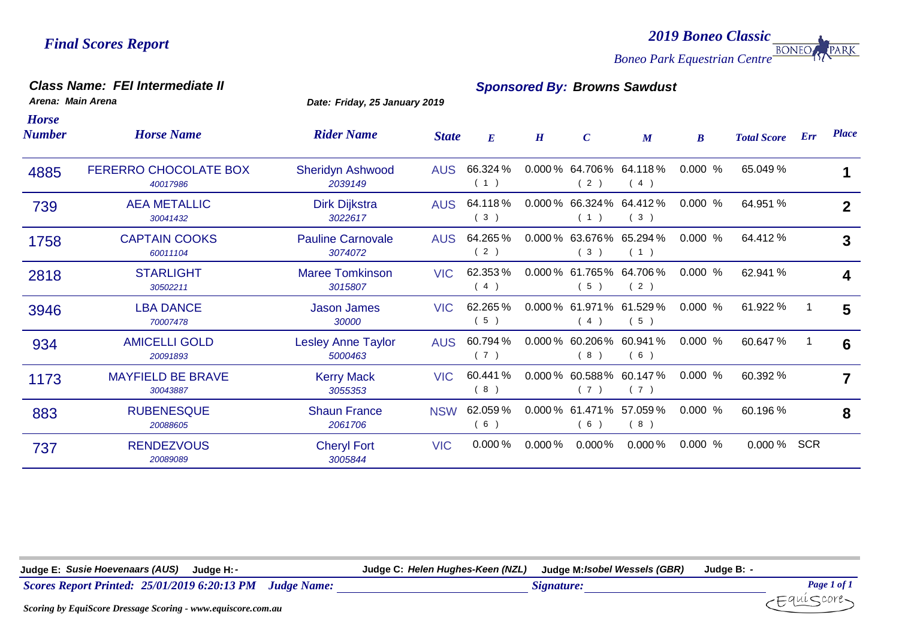# Final Scores Report

**2019 Boneo Classic**
*Boneo Park Equestrian Centre*

## Class Name: FEI Intermediate II

**Sponsored By: Browns Sawdust**

**Arena: Main Arena**
**Date: Friday, 25 January 2019**

| Horse Number | Horse Name | Rider Name | State | E | H | C | M | B | Total Score | Err | Place |
|---|---|---|---|---|---|---|---|---|---|---|---|
| 4885 | FERERRO CHOCOLATE BOX<br>40017986 | Sheridyn Ashwood<br>2039149 | AUS | 66.324 %<br>( 1 ) | 0.000 % | 64.706 %<br>( 2 ) | 64.118 %<br>( 4 ) | 0.000 % | 65.049 % | | 1 |
| 739 | AEA METALLIC<br>30041432 | Dirk Dijkstra<br>3022617 | AUS | 64.118 %<br>( 3 ) | 0.000 % | 66.324 %<br>( 1 ) | 64.412 %<br>( 3 ) | 0.000 % | 64.951 % | | 2 |
| 1758 | CAPTAIN COOKS<br>60011104 | Pauline Carnovale<br>3074072 | AUS | 64.265 %<br>( 2 ) | 0.000 % | 63.676 %<br>( 3 ) | 65.294 %<br>( 1 ) | 0.000 % | 64.412 % | | 3 |
| 2818 | STARLIGHT<br>30502211 | Maree Tomkinson<br>3015807 | VIC | 62.353 %<br>( 4 ) | 0.000 % | 61.765 %<br>( 5 ) | 64.706 %<br>( 2 ) | 0.000 % | 62.941 % | | 4 |
| 3946 | LBA DANCE<br>70007478 | Jason James<br>30000 | VIC | 62.265 %<br>( 5 ) | 0.000 % | 61.971 %<br>( 4 ) | 61.529 %<br>( 5 ) | 0.000 % | 61.922 % | 1 | 5 |
| 934 | AMICELLI GOLD<br>20091893 | Lesley Anne Taylor<br>5000463 | AUS | 60.794 %<br>( 7 ) | 0.000 % | 60.206 %<br>( 8 ) | 60.941 %<br>( 6 ) | 0.000 % | 60.647 % | 1 | 6 |
| 1173 | MAYFIELD BE BRAVE<br>30043887 | Kerry Mack<br>3055353 | VIC | 60.441 %<br>( 8 ) | 0.000 % | 60.588 %<br>( 7 ) | 60.147 %<br>( 7 ) | 0.000 % | 60.392 % | | 7 |
| 883 | RUBENESQUE<br>20088605 | Shaun France<br>2061706 | NSW | 62.059 %<br>( 6 ) | 0.000 % | 61.471 %<br>( 6 ) | 57.059 %<br>( 8 ) | 0.000 % | 60.196 % | | 8 |
| 737 | RENDEZVOUS<br>20089089 | Cheryl Fort<br>3005844 | VIC | 0.000 % | 0.000 % | 0.000 % | 0.000 % | 0.000 % | 0.000 % | SCR | |

**Judge E:** *Susie Hoevenaars (AUS)* **Judge H:** - **Judge C:** *Helen Hughes-Keen (NZL)* **Judge M:** *Isobel Wessels (GBR)* **Judge B:** -

*Scores Report Printed: 25/01/2019 6:20:13 PM* *Judge Name:* ____________ *Signature:* ____________

*Scoring by EquiScore Dressage Scoring - www.equiscore.com.au*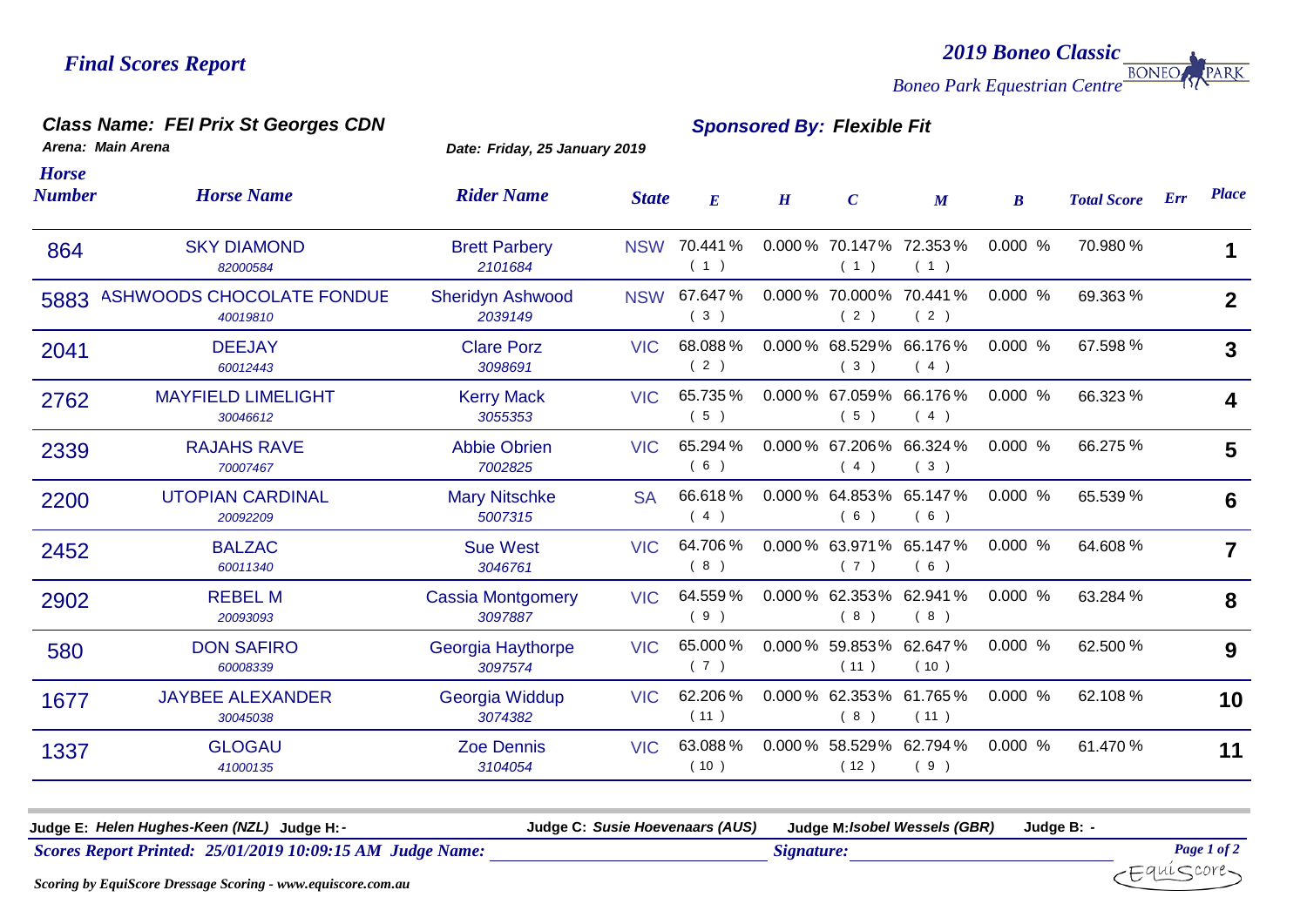*Final Scores Report*

*2019 Boneo Classic*
*Boneo Park Equestrian Centre*

## *Class Name: FEI Prix St Georges CDN*

*Arena: Main Arena*

*Date: Friday, 25 January 2019*

*Sponsored By: Flexible Fit*

| Horse Number | Horse Name | Rider Name | State | E | H | C | M | B | Total Score | Err | Place |
|---|---|---|---|---|---|---|---|---|---|---|---|
| 864 | SKY DIAMOND *82000584* | Brett Parbery *2101684* | NSW | 70.441 % (1) | 0.000 % | 70.147% (1) | 72.353 % (1) | 0.000 % | 70.980 % | | 1 |
| 5883 | ASHWOODS CHOCOLATE FONDUE *40019810* | Sheridyn Ashwood *2039149* | NSW | 67.647 % (3) | 0.000 % | 70.000% (2) | 70.441 % (2) | 0.000 % | 69.363 % | | 2 |
| 2041 | DEEJAY *60012443* | Clare Porz *3098691* | VIC | 68.088 % (2) | 0.000 % | 68.529% (3) | 66.176 % (4) | 0.000 % | 67.598 % | | 3 |
| 2762 | MAYFIELD LIMELIGHT *30046612* | Kerry Mack *3055353* | VIC | 65.735 % (5) | 0.000 % | 67.059% (5) | 66.176 % (4) | 0.000 % | 66.323 % | | 4 |
| 2339 | RAJAHS RAVE *70007467* | Abbie Obrien *7002825* | VIC | 65.294 % (6) | 0.000 % | 67.206% (4) | 66.324 % (3) | 0.000 % | 66.275 % | | 5 |
| 2200 | UTOPIAN CARDINAL *20092209* | Mary Nitschke *5007315* | SA | 66.618 % (4) | 0.000 % | 64.853% (6) | 65.147 % (6) | 0.000 % | 65.539 % | | 6 |
| 2452 | BALZAC *60011340* | Sue West *3046761* | VIC | 64.706 % (8) | 0.000 % | 63.971% (7) | 65.147 % (6) | 0.000 % | 64.608 % | | 7 |
| 2902 | REBEL M *20093093* | Cassia Montgomery *3097887* | VIC | 64.559 % (9) | 0.000 % | 62.353% (8) | 62.941 % (8) | 0.000 % | 63.284 % | | 8 |
| 580 | DON SAFIRO *60008339* | Georgia Haythorpe *3097574* | VIC | 65.000 % (7) | 0.000 % | 59.853% (11) | 62.647 % (10) | 0.000 % | 62.500 % | | 9 |
| 1677 | JAYBEE ALEXANDER *30045038* | Georgia Widdup *3074382* | VIC | 62.206 % (11) | 0.000 % | 62.353% (8) | 61.765 % (11) | 0.000 % | 62.108 % | | 10 |
| 1337 | GLOGAU *41000135* | Zoe Dennis *3104054* | VIC | 63.088 % (10) | 0.000 % | 58.529% (12) | 62.794 % (9) | 0.000 % | 61.470 % | | 11 |

**Judge E:** *Helen Hughes-Keen (NZL)* **Judge H:** - **Judge C:** *Susie Hoevenaars (AUS)* **Judge M:** *Isobel Wessels (GBR)* **Judge B:** -

*Scores Report Printed: 25/01/2019 10:09:15 AM Judge Name:* ______________________ *Signature:* ______________________

*Scoring by EquiScore Dressage Scoring - www.equiscore.com.au*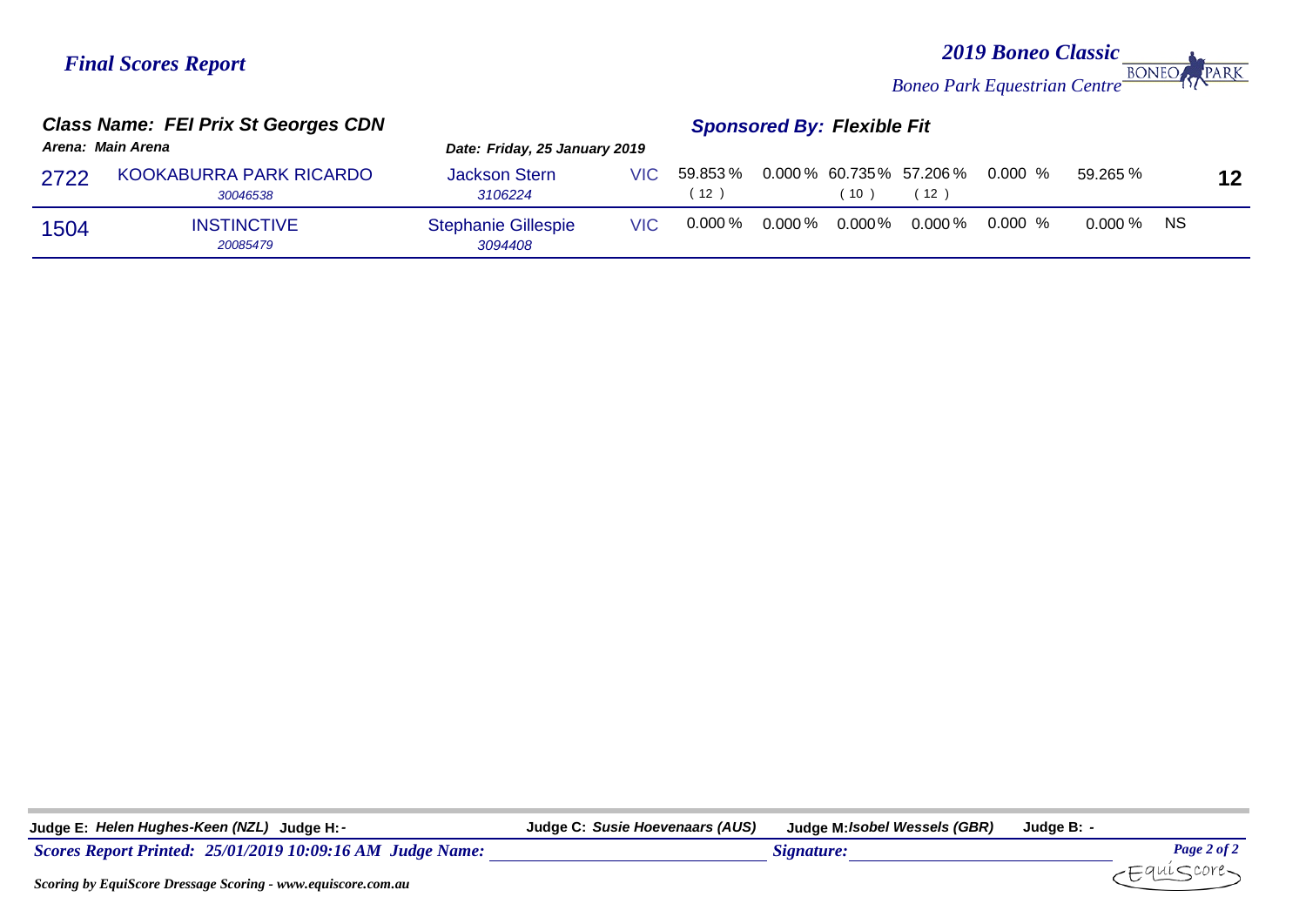*Final Scores Report*

***2019 Boneo Classic***

*Boneo Park Equestrian Centre*

### *Class Name: FEI Prix St Georges CDN*

***Sponsored By: Flexible Fit***

***Arena: Main Arena***

***Date: Friday, 25 January 2019***

| No. | Horse | Rider | State | Judge E | Judge H | Judge C | Judge M | Judge B | Total | Place |
|---|---|---|---|---|---|---|---|---|---|---|
| 2722 | KOOKABURRA PARK RICARDO *30046538* | Jackson Stern *3106224* | VIC | 59.853 % ( 12 ) | 0.000 % | 60.735% ( 10 ) | 57.206 % ( 12 ) | 0.000 % | 59.265 % | 12 |
| 1504 | INSTINCTIVE *20085479* | Stephanie Gillespie *3094408* | VIC | 0.000 % | 0.000 % | 0.000% | 0.000 % | 0.000 % | 0.000 % | NS |

**Judge E:** *Helen Hughes-Keen (NZL)* **Judge H:** - **Judge C:** *Susie Hoevenaars (AUS)* **Judge M:** *Isobel Wessels (GBR)* **Judge B:** -

***Scores Report Printed: 25/01/2019 10:09:16 AM Judge Name:*** ______________ ***Signature:*** ______________

***Scoring by EquiScore Dressage Scoring - www.equiscore.com.au***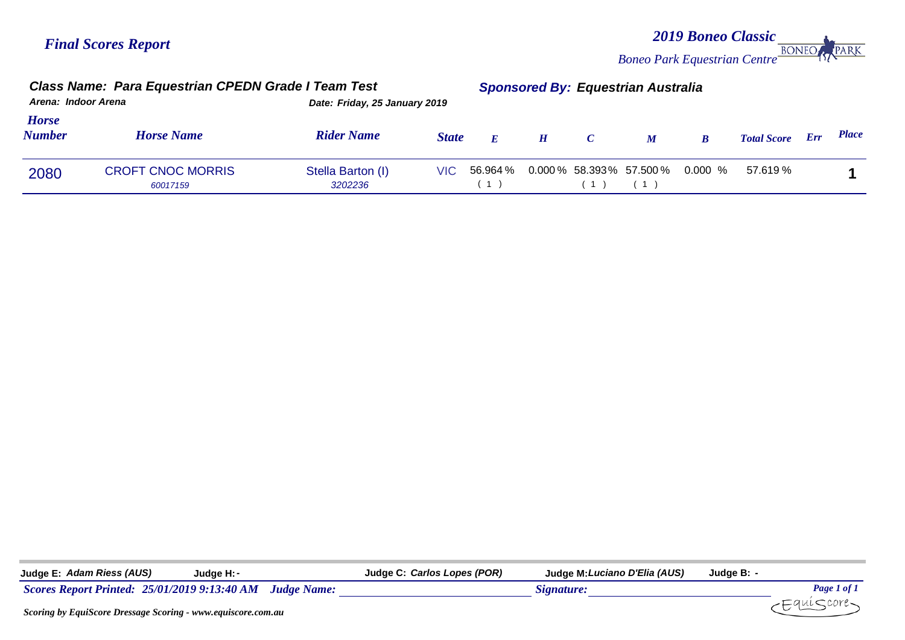# Final Scores Report

**2019 Boneo Classic**
*Boneo Park Equestrian Centre*

### Class Name: Para Equestrian CPEDN Grade I Team Test

**Sponsored By: Equestrian Australia**

**Arena:** Indoor Arena
**Date:** Friday, 25 January 2019

| Horse Number | Horse Name | Rider Name | State | E | H | C | M | B | Total Score | Err | Place |
|---|---|---|---|---|---|---|---|---|---|---|---|
| 2080 | CROFT CNOC MORRIS 60017159 | Stella Barton (I) 3202236 | VIC | 56.964 % ( 1 ) | 0.000 % | 58.393% ( 1 ) | 57.500 % ( 1 ) | 0.000 % | 57.619 % | | 1 |

**Judge E:** *Adam Riess (AUS)* **Judge H:** - **Judge C:** *Carlos Lopes (POR)* **Judge M:** *Luciano D'Elia (AUS)* **Judge B:** -

*Scores Report Printed: 25/01/2019 9:13:40 AM* *Judge Name:* ____________ *Signature:* ____________

*Scoring by EquiScore Dressage Scoring - www.equiscore.com.au*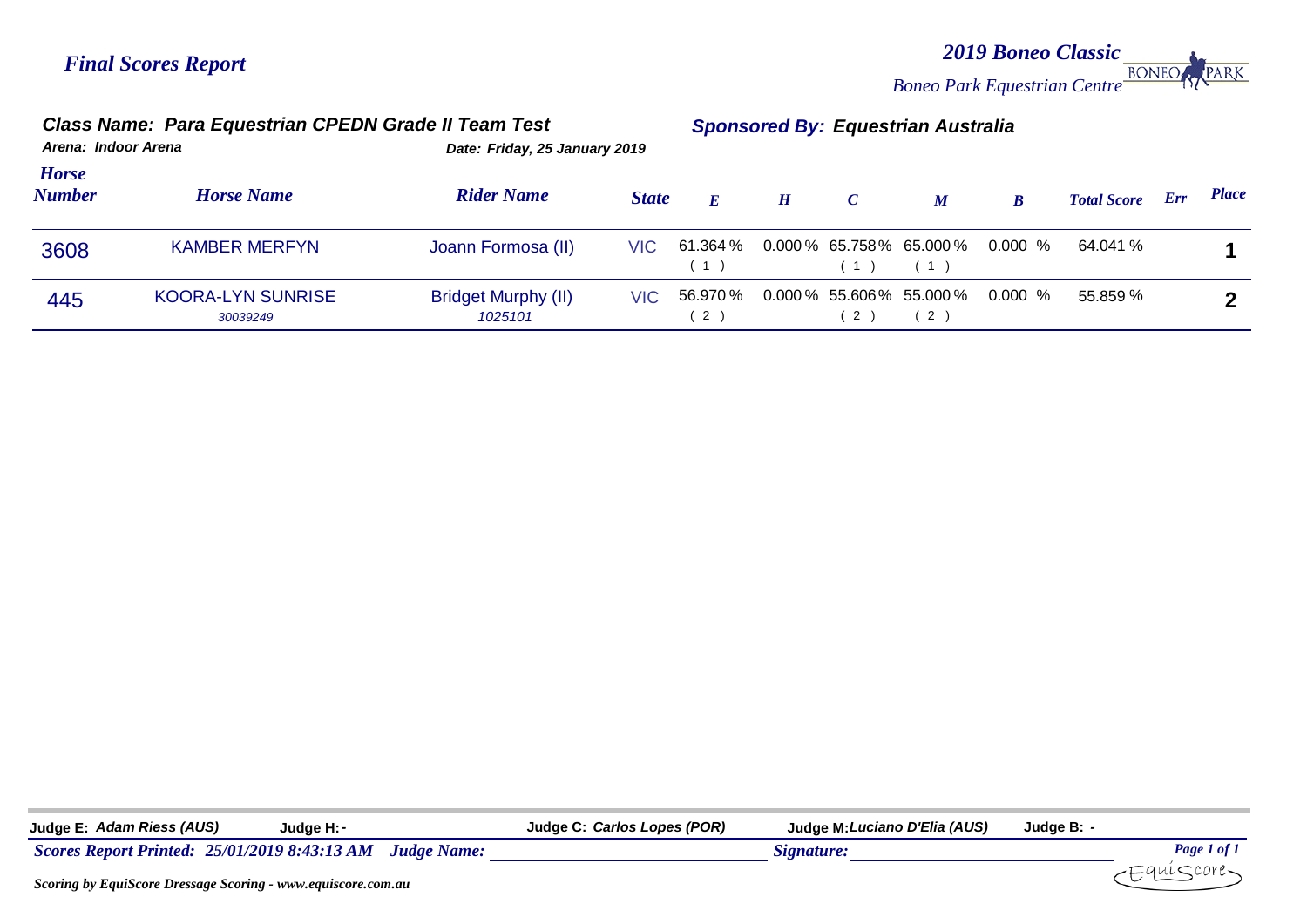*Final Scores Report*

***2019 Boneo Classic***

*Boneo Park Equestrian Centre*

***Class Name: Para Equestrian CPEDN Grade II Team Test***

***Sponsored By: Equestrian Australia***

***Arena: Indoor Arena***

***Date: Friday, 25 January 2019***

| Horse Number | Horse Name | Rider Name | State | E | H | C | M | B | Total Score | Err | Place |
|---|---|---|---|---|---|---|---|---|---|---|---|
| 3608 | KAMBER MERFYN | Joann Formosa (II) | VIC | 61.364 % (1) | 0.000 % | 65.758% (1) | 65.000 % (1) | 0.000 % | 64.041 % | | 1 |
| 445 | KOORA-LYN SUNRISE *30039249* | Bridget Murphy (II) *1025101* | VIC | 56.970 % (2) | 0.000 % | 55.606% (2) | 55.000 % (2) | 0.000 % | 55.859 % | | 2 |

**Judge E:** *Adam Riess (AUS)* **Judge H:** - **Judge C:** *Carlos Lopes (POR)* **Judge M:** *Luciano D'Elia (AUS)* **Judge B:** -

***Scores Report Printed: 25/01/2019 8:43:13 AM Judge Name:*** ______________________ ***Signature:*** ______________________

***Scoring by EquiScore Dressage Scoring - www.equiscore.com.au***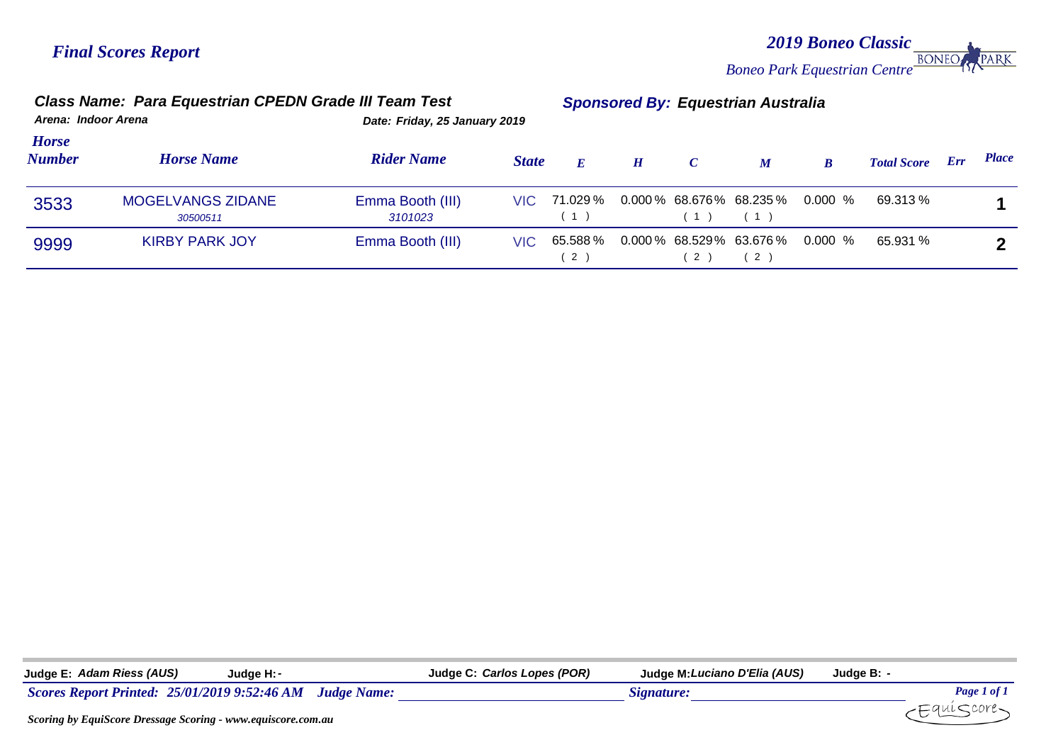*Final Scores Report*

***2019 Boneo Classic***

*Boneo Park Equestrian Centre*

**Class Name: Para Equestrian CPEDN Grade III Team Test**

**Sponsored By: Equestrian Australia**

**Arena: Indoor Arena**

**Date: Friday, 25 January 2019**

| Horse Number | Horse Name | Rider Name | State | E | H | C | M | B | Total Score | Err | Place |
|---|---|---|---|---|---|---|---|---|---|---|---|
| 3533 | MOGELVANGS ZIDANE 30500511 | Emma Booth (III) 3101023 | VIC | 71.029 % ( 1 ) | 0.000 % | 68.676% ( 1 ) | 68.235 % ( 1 ) | 0.000 % | 69.313 % | | 1 |
| 9999 | KIRBY PARK JOY | Emma Booth (III) | VIC | 65.588 % ( 2 ) | 0.000 % | 68.529% ( 2 ) | 63.676 % ( 2 ) | 0.000 % | 65.931 % | | 2 |

**Judge E:** *Adam Riess (AUS)* **Judge H:** - **Judge C:** *Carlos Lopes (POR)* **Judge M:** *Luciano D'Elia (AUS)* **Judge B:** -

*Scores Report Printed: 25/01/2019 9:52:46 AM* *Judge Name:* *Signature:*

*Scoring by EquiScore Dressage Scoring - www.equiscore.com.au*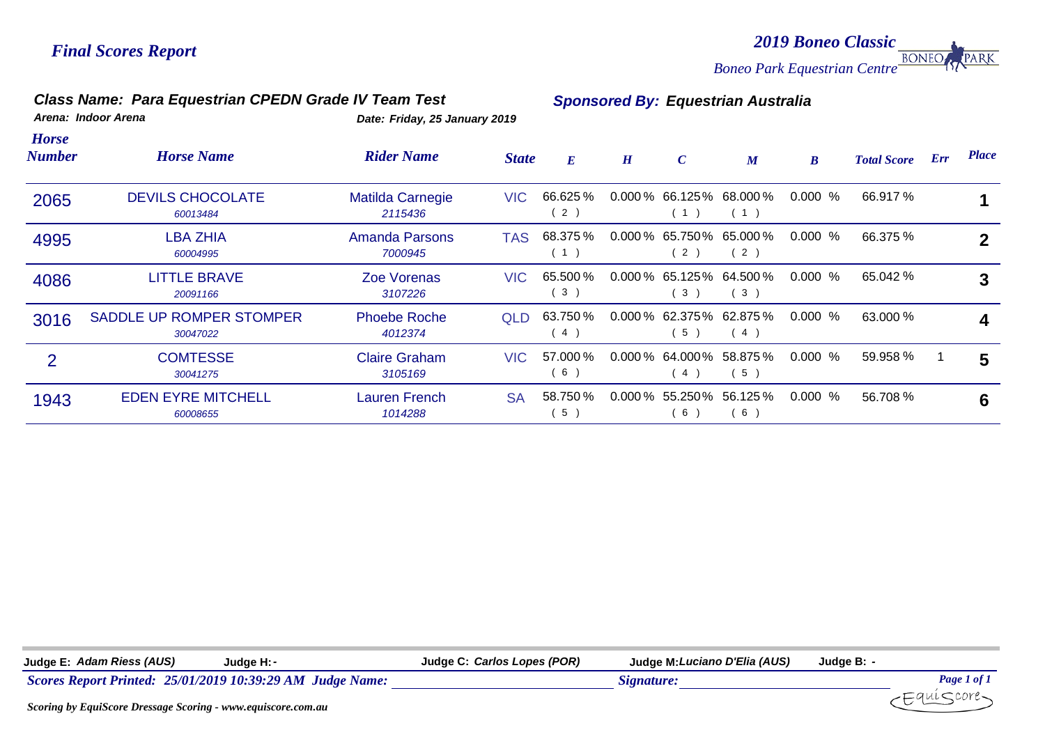*Final Scores Report*

*2019 Boneo Classic*
*Boneo Park Equestrian Centre*

### *Class Name: Para Equestrian CPEDN Grade IV Team Test*

***Sponsored By: Equestrian Australia***

***Arena: Indoor Arena***

***Date: Friday, 25 January 2019***

| Horse Number | Horse Name | Rider Name | State | E | H | C | M | B | Total Score | Err | Place |
|---|---|---|---|---|---|---|---|---|---|---|---|
| 2065 | DEVILS CHOCOLATE 60013484 | Matilda Carnegie 2115436 | VIC | 66.625 % ( 2 ) | 0.000 % | 66.125% ( 1 ) | 68.000 % ( 1 ) | 0.000 % | 66.917 % | | 1 |
| 4995 | LBA ZHIA 60004995 | Amanda Parsons 7000945 | TAS | 68.375 % ( 1 ) | 0.000 % | 65.750% ( 2 ) | 65.000 % ( 2 ) | 0.000 % | 66.375 % | | 2 |
| 4086 | LITTLE BRAVE 20091166 | Zoe Vorenas 3107226 | VIC | 65.500 % ( 3 ) | 0.000 % | 65.125% ( 3 ) | 64.500 % ( 3 ) | 0.000 % | 65.042 % | | 3 |
| 3016 | SADDLE UP ROMPER STOMPER 30047022 | Phoebe Roche 4012374 | QLD | 63.750 % ( 4 ) | 0.000 % | 62.375% ( 5 ) | 62.875 % ( 4 ) | 0.000 % | 63.000 % | | 4 |
| 2 | COMTESSE 30041275 | Claire Graham 3105169 | VIC | 57.000 % ( 6 ) | 0.000 % | 64.000% ( 4 ) | 58.875 % ( 5 ) | 0.000 % | 59.958 % | 1 | 5 |
| 1943 | EDEN EYRE MITCHELL 60008655 | Lauren French 1014288 | SA | 58.750 % ( 5 ) | 0.000 % | 55.250% ( 6 ) | 56.125 % ( 6 ) | 0.000 % | 56.708 % | | 6 |

**Judge E:** *Adam Riess (AUS)* **Judge H:** - **Judge C:** *Carlos Lopes (POR)* **Judge M:** *Luciano D'Elia (AUS)* **Judge B:** -

***Scores Report Printed: 25/01/2019 10:39:29 AM Judge Name:*** ______ ***Signature:*** ______

***Scoring by EquiScore Dressage Scoring - www.equiscore.com.au***